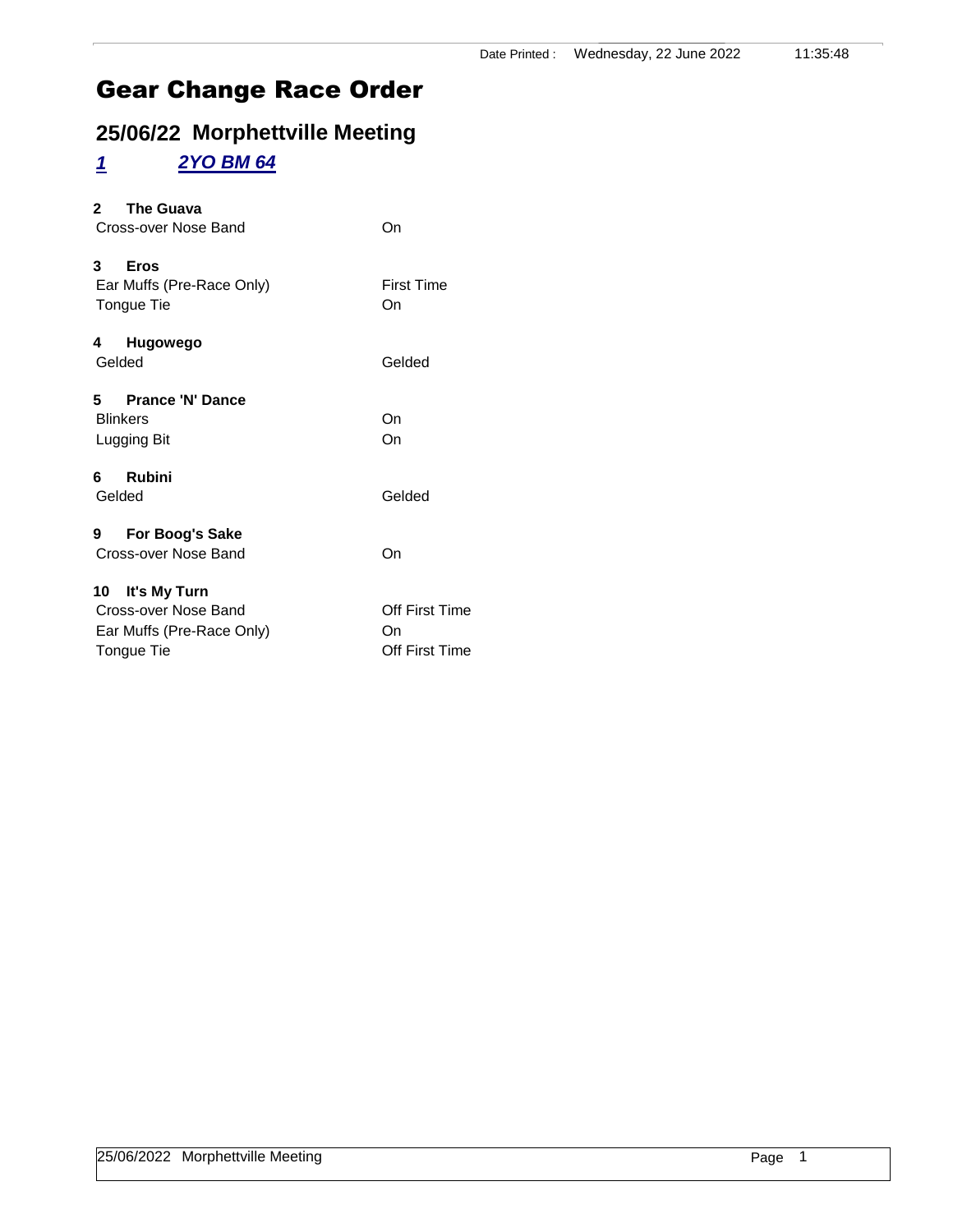Date Printed : Wednesday, 22 June 2022 11:35:48

# Gear Change Race Order

## 25/06/22 Morphettville Meeting

### *1 2YO BM 64*

**2 The Guava**

| | |
|---|---|
| Cross-over Nose Band | On |

**3 Eros**

| | |
|---|---|
| Ear Muffs (Pre-Race Only) | First Time |
| Tongue Tie | On |

**4 Hugowego**

| | |
|---|---|
| Gelded | Gelded |

**5 Prance 'N' Dance**

| | |
|---|---|
| Blinkers | On |
| Lugging Bit | On |

**6 Rubini**

| | |
|---|---|
| Gelded | Gelded |

**9 For Boog's Sake**

| | |
|---|---|
| Cross-over Nose Band | On |

**10 It's My Turn**

| | |
|---|---|
| Cross-over Nose Band | Off First Time |
| Ear Muffs (Pre-Race Only) | On |
| Tongue Tie | Off First Time |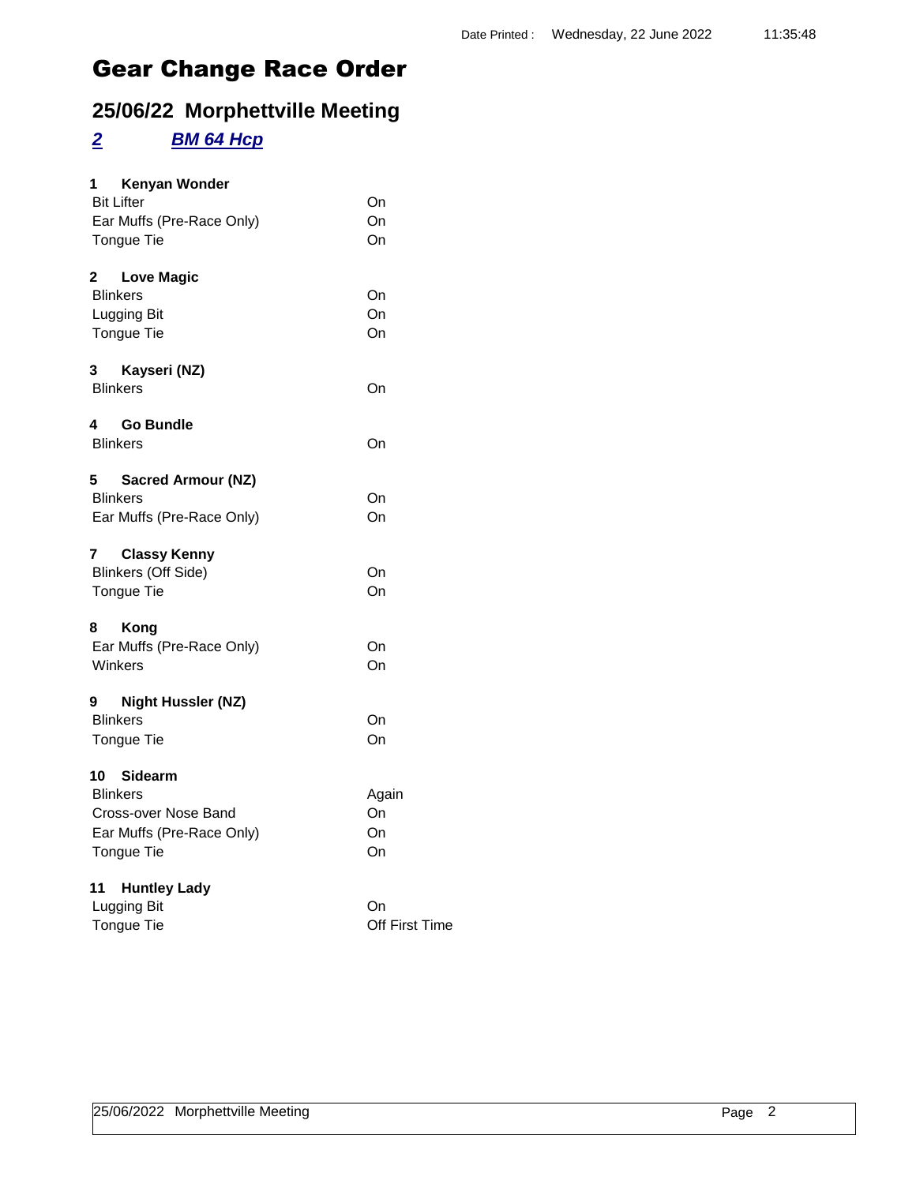Date Printed : Wednesday, 22 June 2022 11:35:48

# Gear Change Race Order

## 25/06/22 Morphettville Meeting

### *2* *BM 64 Hcp*

**1 Kenyan Wonder**

| | |
|---|---|
| Bit Lifter | On |
| Ear Muffs (Pre-Race Only) | On |
| Tongue Tie | On |

**2 Love Magic**

| | |
|---|---|
| Blinkers | On |
| Lugging Bit | On |
| Tongue Tie | On |

**3 Kayseri (NZ)**

| | |
|---|---|
| Blinkers | On |

**4 Go Bundle**

| | |
|---|---|
| Blinkers | On |

**5 Sacred Armour (NZ)**

| | |
|---|---|
| Blinkers | On |
| Ear Muffs (Pre-Race Only) | On |

**7 Classy Kenny**

| | |
|---|---|
| Blinkers (Off Side) | On |
| Tongue Tie | On |

**8 Kong**

| | |
|---|---|
| Ear Muffs (Pre-Race Only) | On |
| Winkers | On |

**9 Night Hussler (NZ)**

| | |
|---|---|
| Blinkers | On |
| Tongue Tie | On |

**10 Sidearm**

| | |
|---|---|
| Blinkers | Again |
| Cross-over Nose Band | On |
| Ear Muffs (Pre-Race Only) | On |
| Tongue Tie | On |

**11 Huntley Lady**

| | |
|---|---|
| Lugging Bit | On |
| Tongue Tie | Off First Time |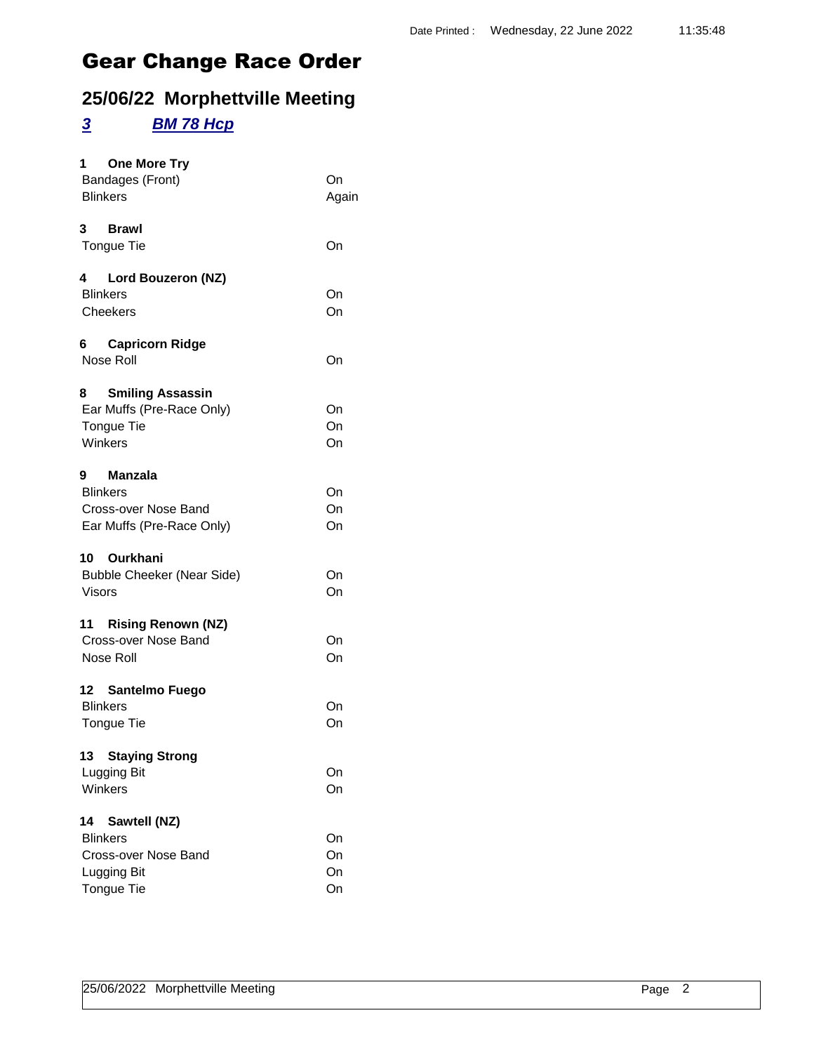Date Printed : Wednesday, 22 June 2022 11:35:48

# Gear Change Race Order

## 25/06/22 Morphettville Meeting

### *3* *BM 78 Hcp*

**1 One More Try**

| | |
|---|---|
| Bandages (Front) | On |
| Blinkers | Again |

**3 Brawl**

| | |
|---|---|
| Tongue Tie | On |

**4 Lord Bouzeron (NZ)**

| | |
|---|---|
| Blinkers | On |
| Cheekers | On |

**6 Capricorn Ridge**

| | |
|---|---|
| Nose Roll | On |

**8 Smiling Assassin**

| | |
|---|---|
| Ear Muffs (Pre-Race Only) | On |
| Tongue Tie | On |
| Winkers | On |

**9 Manzala**

| | |
|---|---|
| Blinkers | On |
| Cross-over Nose Band | On |
| Ear Muffs (Pre-Race Only) | On |

**10 Ourkhani**

| | |
|---|---|
| Bubble Cheeker (Near Side) | On |
| Visors | On |

**11 Rising Renown (NZ)**

| | |
|---|---|
| Cross-over Nose Band | On |
| Nose Roll | On |

**12 Santelmo Fuego**

| | |
|---|---|
| Blinkers | On |
| Tongue Tie | On |

**13 Staying Strong**

| | |
|---|---|
| Lugging Bit | On |
| Winkers | On |

**14 Sawtell (NZ)**

| | |
|---|---|
| Blinkers | On |
| Cross-over Nose Band | On |
| Lugging Bit | On |
| Tongue Tie | On |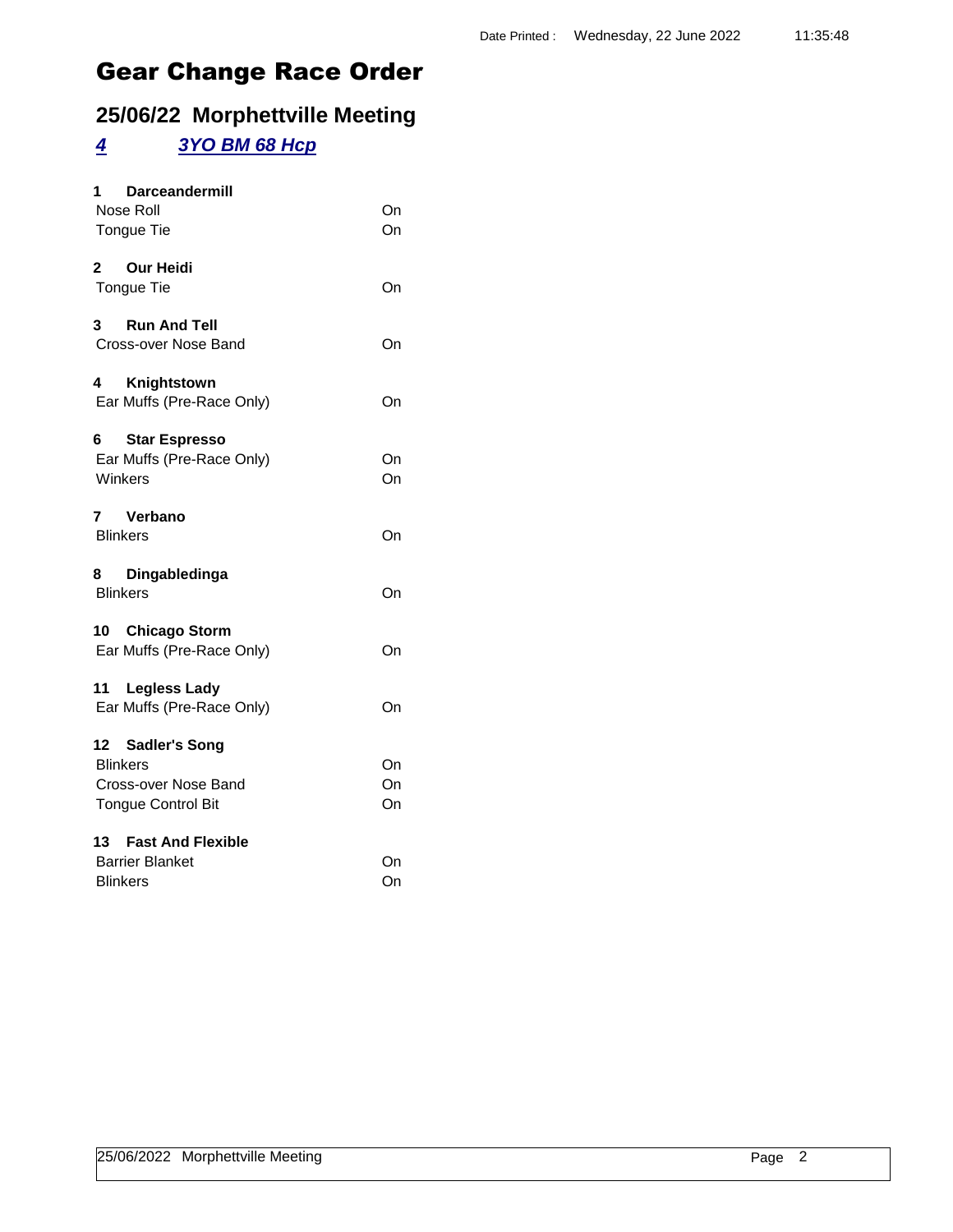Date Printed : Wednesday, 22 June 2022 11:35:48

# Gear Change Race Order

## 25/06/22 Morphettville Meeting

### *4* *3YO BM 68 Hcp*

**1 Darceandermill**

| | |
|---|---|
| Nose Roll | On |
| Tongue Tie | On |

**2 Our Heidi**

| | |
|---|---|
| Tongue Tie | On |

**3 Run And Tell**

| | |
|---|---|
| Cross-over Nose Band | On |

**4 Knightstown**

| | |
|---|---|
| Ear Muffs (Pre-Race Only) | On |

**6 Star Espresso**

| | |
|---|---|
| Ear Muffs (Pre-Race Only) | On |
| Winkers | On |

**7 Verbano**

| | |
|---|---|
| Blinkers | On |

**8 Dingabledinga**

| | |
|---|---|
| Blinkers | On |

**10 Chicago Storm**

| | |
|---|---|
| Ear Muffs (Pre-Race Only) | On |

**11 Legless Lady**

| | |
|---|---|
| Ear Muffs (Pre-Race Only) | On |

**12 Sadler's Song**

| | |
|---|---|
| Blinkers | On |
| Cross-over Nose Band | On |
| Tongue Control Bit | On |

**13 Fast And Flexible**

| | |
|---|---|
| Barrier Blanket | On |
| Blinkers | On |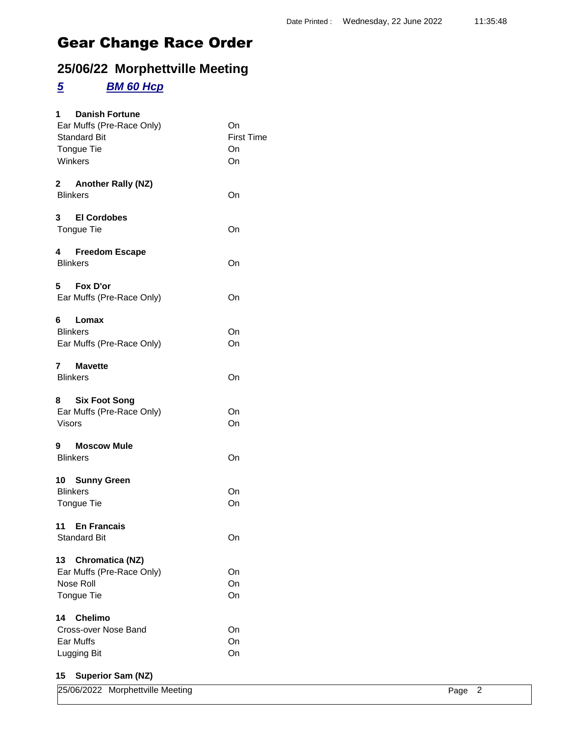# Gear Change Race Order

## 25/06/22 Morphettville Meeting

### *5* *BM 60 Hcp*

**1 Danish Fortune**

| | |
|---|---|
| Ear Muffs (Pre-Race Only) | On |
| Standard Bit | First Time |
| Tongue Tie | On |
| Winkers | On |

**2 Another Rally (NZ)**

| | |
|---|---|
| Blinkers | On |

**3 El Cordobes**

| | |
|---|---|
| Tongue Tie | On |

**4 Freedom Escape**

| | |
|---|---|
| Blinkers | On |

**5 Fox D'or**

| | |
|---|---|
| Ear Muffs (Pre-Race Only) | On |

**6 Lomax**

| | |
|---|---|
| Blinkers | On |
| Ear Muffs (Pre-Race Only) | On |

**7 Mavette**

| | |
|---|---|
| Blinkers | On |

**8 Six Foot Song**

| | |
|---|---|
| Ear Muffs (Pre-Race Only) | On |
| Visors | On |

**9 Moscow Mule**

| | |
|---|---|
| Blinkers | On |

**10 Sunny Green**

| | |
|---|---|
| Blinkers | On |
| Tongue Tie | On |

**11 En Francais**

| | |
|---|---|
| Standard Bit | On |

**13 Chromatica (NZ)**

| | |
|---|---|
| Ear Muffs (Pre-Race Only) | On |
| Nose Roll | On |
| Tongue Tie | On |

**14 Chelimo**

| | |
|---|---|
| Cross-over Nose Band | On |
| Ear Muffs | On |
| Lugging Bit | On |

**15 Superior Sam (NZ)**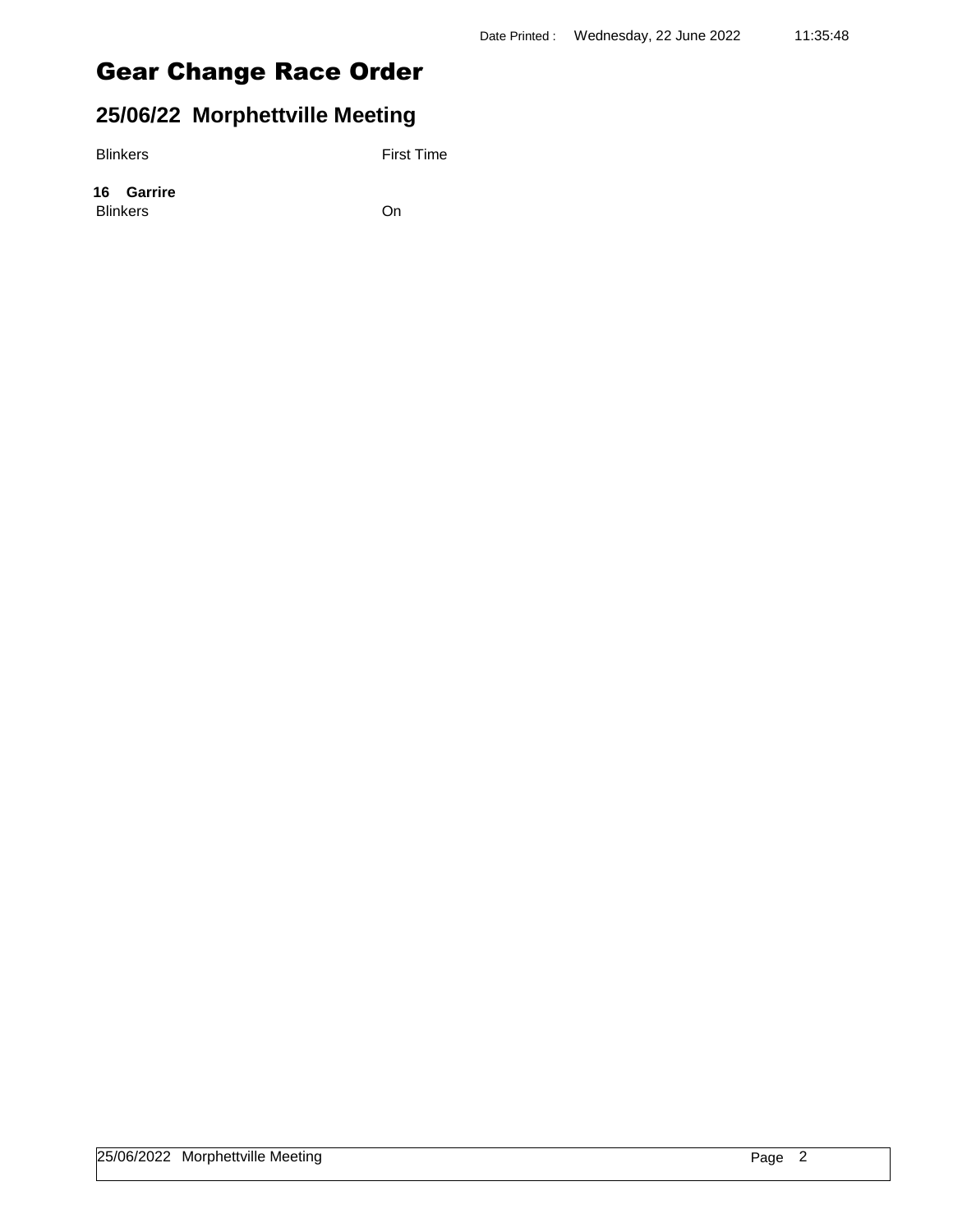Date Printed : Wednesday, 22 June 2022 11:35:48

# Gear Change Race Order

## 25/06/22 Morphettville Meeting

| Blinkers | First Time |
|---|---|

**16 Garrire**

| Blinkers | On |
|---|---|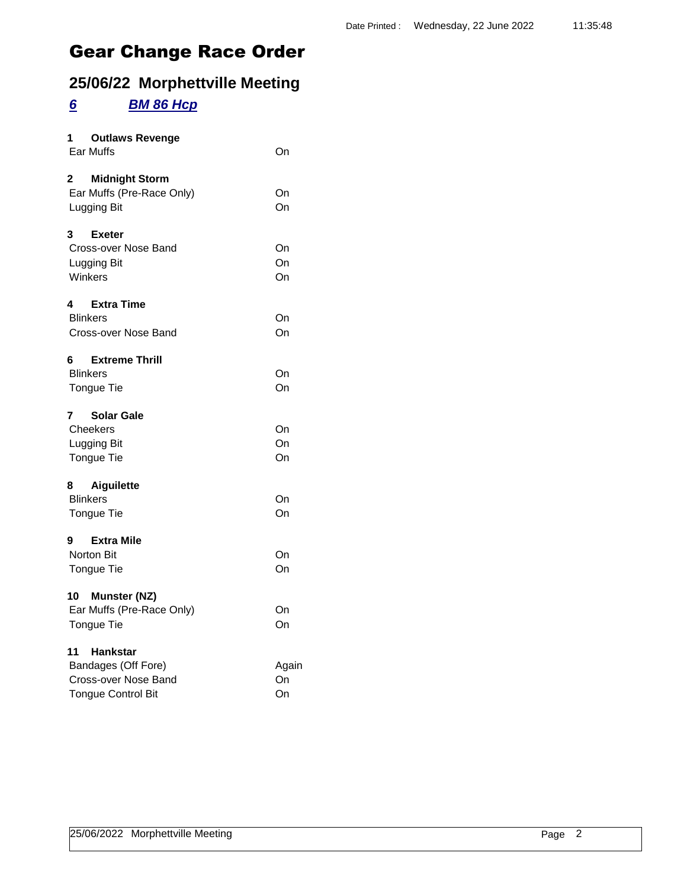Date Printed : Wednesday, 22 June 2022 11:35:48

# Gear Change Race Order

## 25/06/22 Morphettville Meeting

### ***6*** ***BM 86 Hcp***

**1 Outlaws Revenge**

| | |
|---|---|
| Ear Muffs | On |

**2 Midnight Storm**

| | |
|---|---|
| Ear Muffs (Pre-Race Only) | On |
| Lugging Bit | On |

**3 Exeter**

| | |
|---|---|
| Cross-over Nose Band | On |
| Lugging Bit | On |
| Winkers | On |

**4 Extra Time**

| | |
|---|---|
| Blinkers | On |
| Cross-over Nose Band | On |

**6 Extreme Thrill**

| | |
|---|---|
| Blinkers | On |
| Tongue Tie | On |

**7 Solar Gale**

| | |
|---|---|
| Cheekers | On |
| Lugging Bit | On |
| Tongue Tie | On |

**8 Aiguilette**

| | |
|---|---|
| Blinkers | On |
| Tongue Tie | On |

**9 Extra Mile**

| | |
|---|---|
| Norton Bit | On |
| Tongue Tie | On |

**10 Munster (NZ)**

| | |
|---|---|
| Ear Muffs (Pre-Race Only) | On |
| Tongue Tie | On |

**11 Hankstar**

| | |
|---|---|
| Bandages (Off Fore) | Again |
| Cross-over Nose Band | On |
| Tongue Control Bit | On |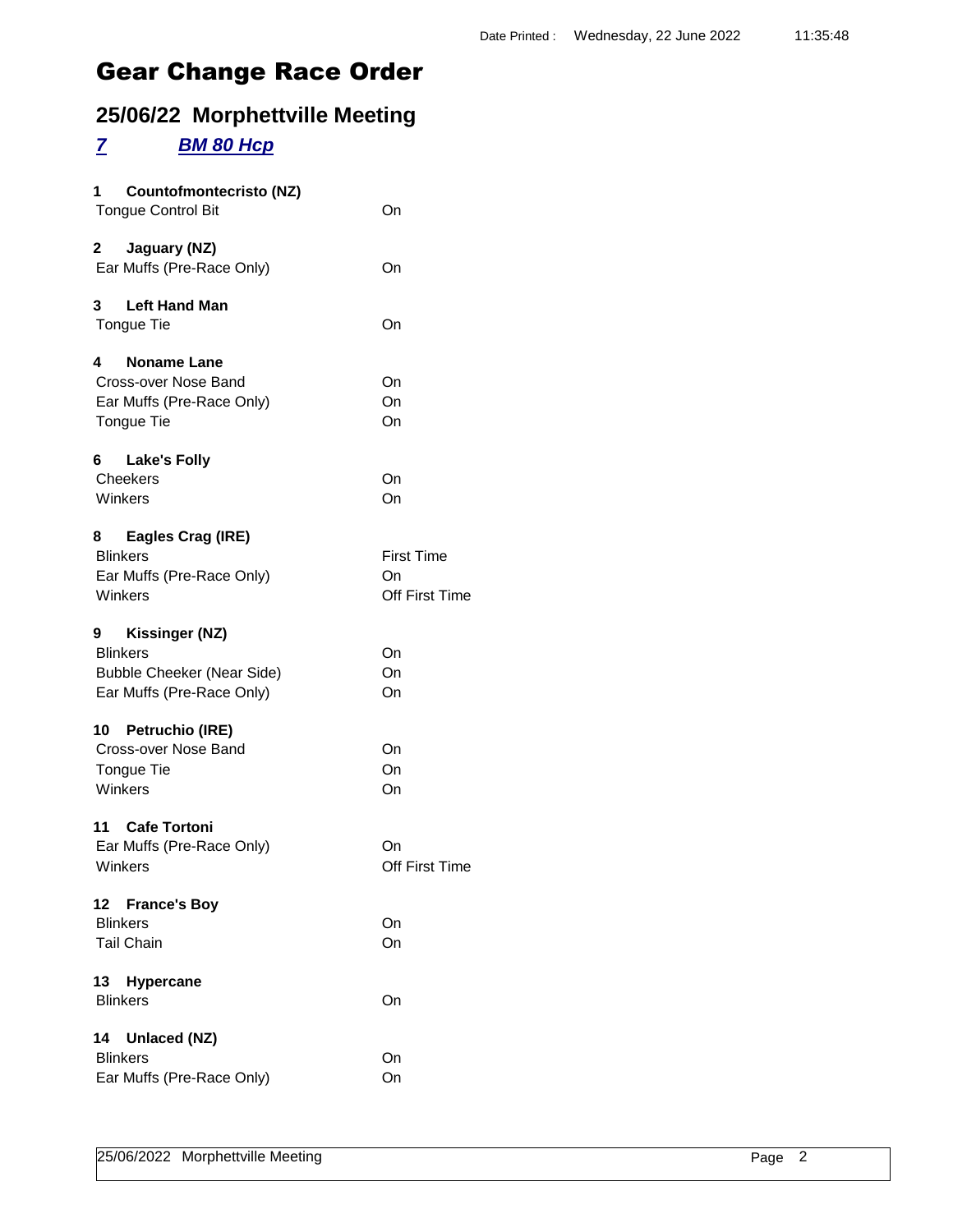Date Printed : Wednesday, 22 June 2022 11:35:48

# Gear Change Race Order

## 25/06/22 Morphettville Meeting

### *7* *BM 80 Hcp*

**1 Countofmontecristo (NZ)**

| | |
|---|---|
| Tongue Control Bit | On |

**2 Jaguary (NZ)**

| | |
|---|---|
| Ear Muffs (Pre-Race Only) | On |

**3 Left Hand Man**

| | |
|---|---|
| Tongue Tie | On |

**4 Noname Lane**

| | |
|---|---|
| Cross-over Nose Band | On |
| Ear Muffs (Pre-Race Only) | On |
| Tongue Tie | On |

**6 Lake's Folly**

| | |
|---|---|
| Cheekers | On |
| Winkers | On |

**8 Eagles Crag (IRE)**

| | |
|---|---|
| Blinkers | First Time |
| Ear Muffs (Pre-Race Only) | On |
| Winkers | Off First Time |

**9 Kissinger (NZ)**

| | |
|---|---|
| Blinkers | On |
| Bubble Cheeker (Near Side) | On |
| Ear Muffs (Pre-Race Only) | On |

**10 Petruchio (IRE)**

| | |
|---|---|
| Cross-over Nose Band | On |
| Tongue Tie | On |
| Winkers | On |

**11 Cafe Tortoni**

| | |
|---|---|
| Ear Muffs (Pre-Race Only) | On |
| Winkers | Off First Time |

**12 France's Boy**

| | |
|---|---|
| Blinkers | On |
| Tail Chain | On |

**13 Hypercane**

| | |
|---|---|
| Blinkers | On |

**14 Unlaced (NZ)**

| | |
|---|---|
| Blinkers | On |
| Ear Muffs (Pre-Race Only) | On |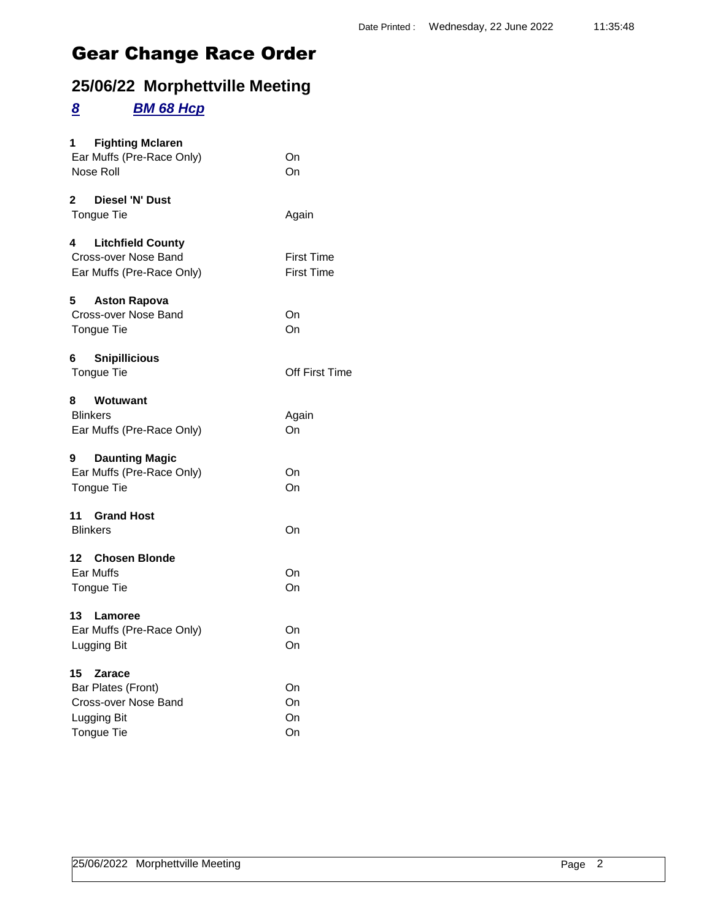Date Printed : Wednesday, 22 June 2022 11:35:48

# Gear Change Race Order

## 25/06/22 Morphettville Meeting

### *8* *BM 68 Hcp*

**1 Fighting Mclaren**

| | |
|---|---|
| Ear Muffs (Pre-Race Only) | On |
| Nose Roll | On |

**2 Diesel 'N' Dust**

| | |
|---|---|
| Tongue Tie | Again |

**4 Litchfield County**

| | |
|---|---|
| Cross-over Nose Band | First Time |
| Ear Muffs (Pre-Race Only) | First Time |

**5 Aston Rapova**

| | |
|---|---|
| Cross-over Nose Band | On |
| Tongue Tie | On |

**6 Snipillicious**

| | |
|---|---|
| Tongue Tie | Off First Time |

**8 Wotuwant**

| | |
|---|---|
| Blinkers | Again |
| Ear Muffs (Pre-Race Only) | On |

**9 Daunting Magic**

| | |
|---|---|
| Ear Muffs (Pre-Race Only) | On |
| Tongue Tie | On |

**11 Grand Host**

| | |
|---|---|
| Blinkers | On |

**12 Chosen Blonde**

| | |
|---|---|
| Ear Muffs | On |
| Tongue Tie | On |

**13 Lamoree**

| | |
|---|---|
| Ear Muffs (Pre-Race Only) | On |
| Lugging Bit | On |

**15 Zarace**

| | |
|---|---|
| Bar Plates (Front) | On |
| Cross-over Nose Band | On |
| Lugging Bit | On |
| Tongue Tie | On |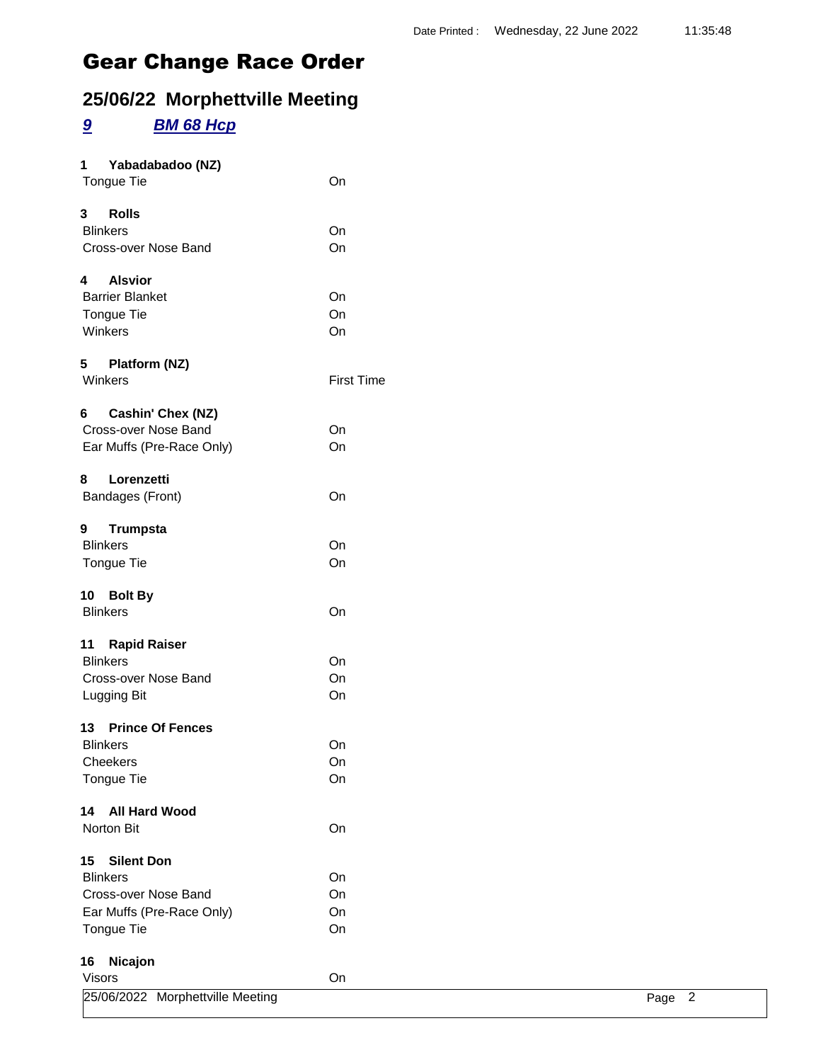Date Printed : Wednesday, 22 June 2022 11:35:48

# Gear Change Race Order

## 25/06/22 Morphettville Meeting

### *9* *BM 68 Hcp*

**1 Yabadabadoo (NZ)**

| | |
|---|---|
| Tongue Tie | On |

**3 Rolls**

| | |
|---|---|
| Blinkers | On |
| Cross-over Nose Band | On |

**4 Alsvior**

| | |
|---|---|
| Barrier Blanket | On |
| Tongue Tie | On |
| Winkers | On |

**5 Platform (NZ)**

| | |
|---|---|
| Winkers | First Time |

**6 Cashin' Chex (NZ)**

| | |
|---|---|
| Cross-over Nose Band | On |
| Ear Muffs (Pre-Race Only) | On |

**8 Lorenzetti**

| | |
|---|---|
| Bandages (Front) | On |

**9 Trumpsta**

| | |
|---|---|
| Blinkers | On |
| Tongue Tie | On |

**10 Bolt By**

| | |
|---|---|
| Blinkers | On |

**11 Rapid Raiser**

| | |
|---|---|
| Blinkers | On |
| Cross-over Nose Band | On |
| Lugging Bit | On |

**13 Prince Of Fences**

| | |
|---|---|
| Blinkers | On |
| Cheekers | On |
| Tongue Tie | On |

**14 All Hard Wood**

| | |
|---|---|
| Norton Bit | On |

**15 Silent Don**

| | |
|---|---|
| Blinkers | On |
| Cross-over Nose Band | On |
| Ear Muffs (Pre-Race Only) | On |
| Tongue Tie | On |

**16 Nicajon**

| | |
|---|---|
| Visors | On |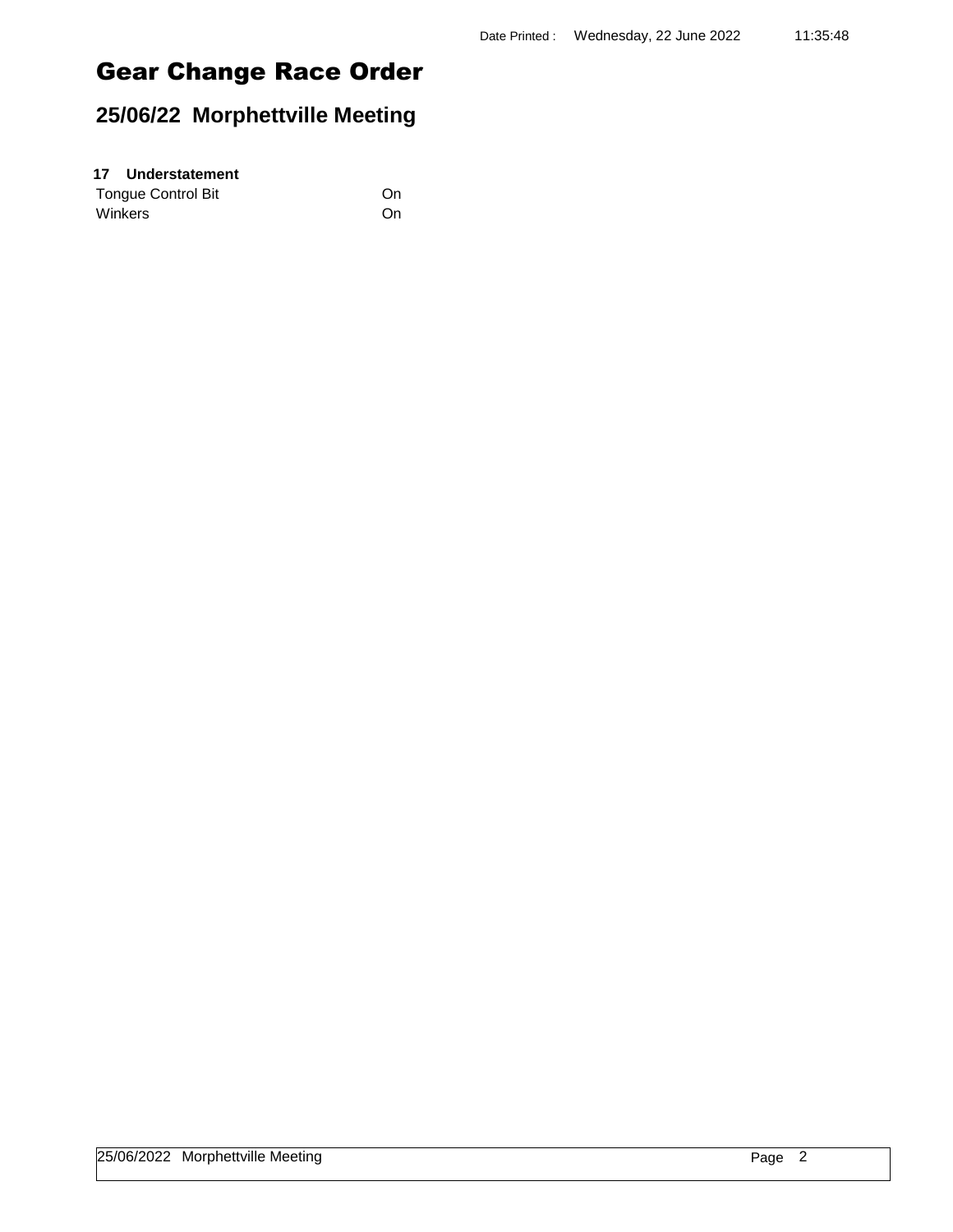# Gear Change Race Order

## 25/06/22 Morphettville Meeting

**17 Understatement**

| | |
|---|---|
| Tongue Control Bit | On |
| Winkers | On |